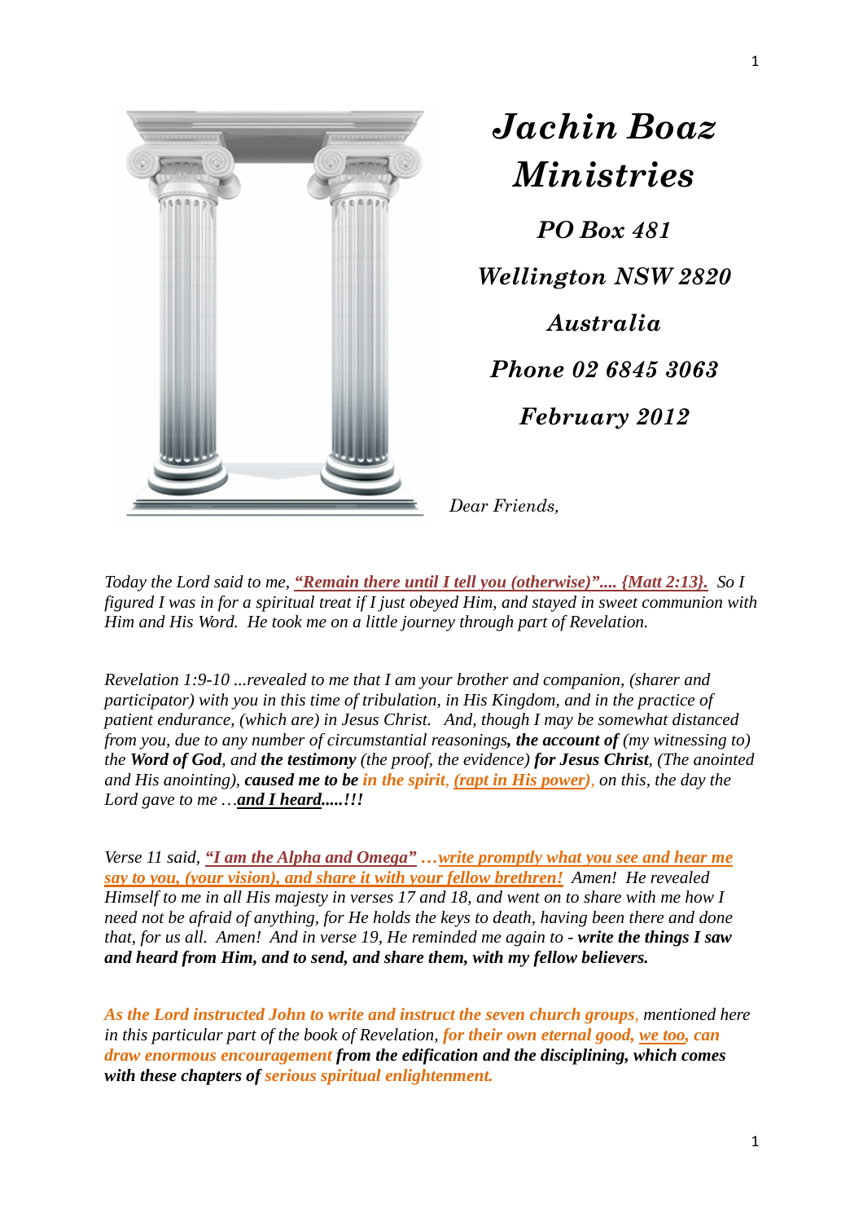# *Jachin Boaz Ministries*

***PO Box 481***

***Wellington NSW 2820***

***Australia***

***Phone 02 6845 3063***

***February 2012***

*Dear Friends,*

*Today the Lord said to me, **<u>"Remain there until I tell you (otherwise)".... {Matt 2:13}.</u>** So I figured I was in for a spiritual treat if I just obeyed Him, and stayed in sweet communion with Him and His Word. He took me on a little journey through part of Revelation.*

*Revelation 1:9-10 ...revealed to me that I am your brother and companion, (sharer and participator) with you in this time of tribulation, in His Kingdom, and in the practice of patient endurance, (which are) in Jesus Christ. And, though I may be somewhat distanced from you, due to any number of circumstantial reasonings**, the account of** (my witnessing to) the **Word of God**, and **the testimony** (the proof, the evidence) **for Jesus Christ**, (The anointed and His anointing), **caused me to be** in the spirit, <u>(rapt in His power)</u>, on this, the day the Lord gave to me …**<u>and I heard</u>.....!!!***

*Verse 11 said, **<u>"I am the Alpha and Omega"</u>** …**<u>write promptly what you see and hear me say to you, (your vision), and share it with your fellow brethren!</u>** Amen! He revealed Himself to me in all His majesty in verses 17 and 18, and went on to share with me how I need not be afraid of anything, for He holds the keys to death, having been there and done that, for us all. Amen! And in verse 19, He reminded me again to - **write the things I saw and heard from Him, and to send, and share them, with my fellow believers.***

***As the Lord instructed John to write and instruct the seven church groups**, mentioned here in this particular part of the book of Revelation, **for their own eternal good, <u>we too</u>, can draw enormous encouragement from the edification and the disciplining, which comes with these chapters of serious spiritual enlightenment.***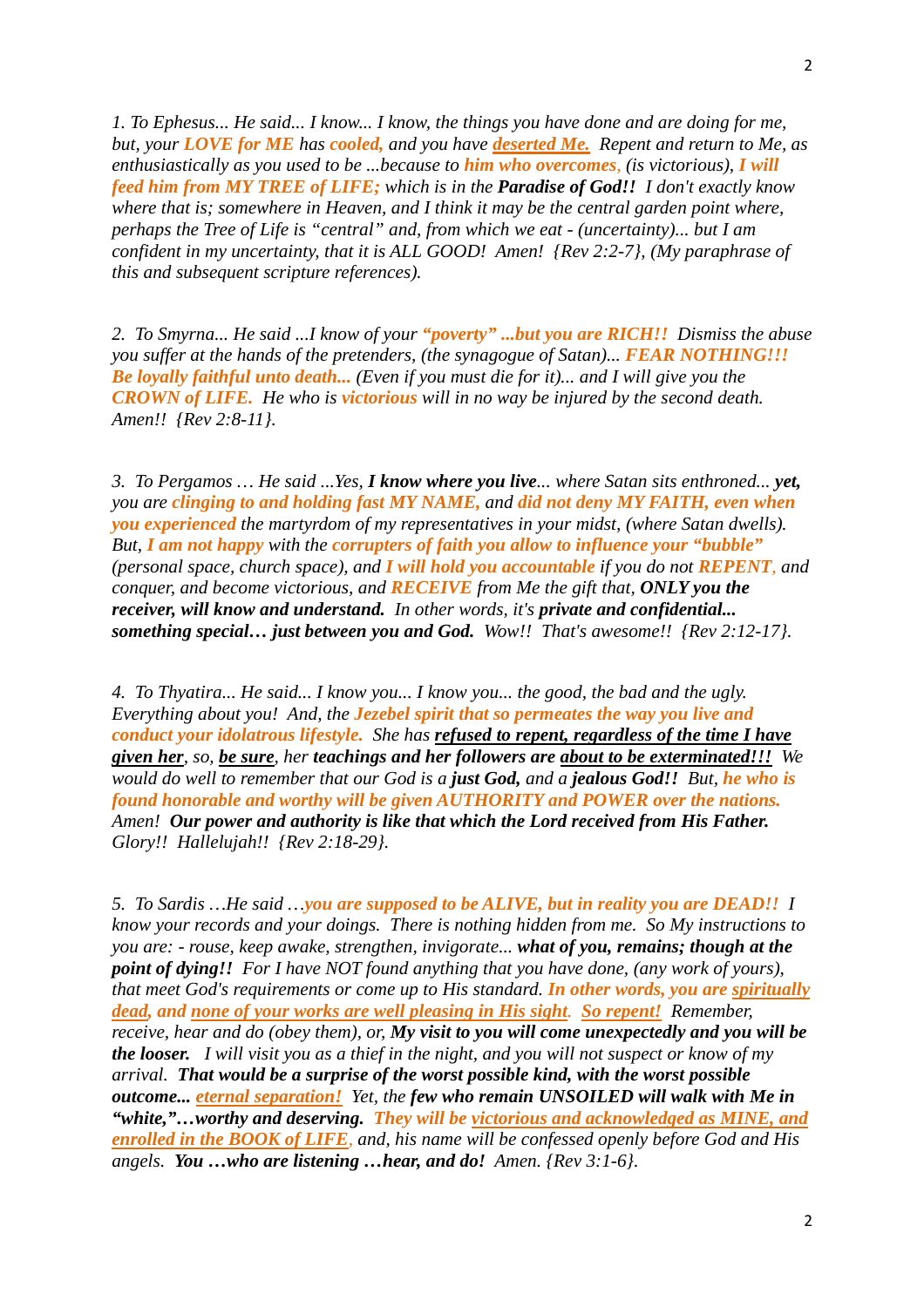*1. To Ephesus... He said... I know... I know, the things you have done and are doing for me, but, your **LOVE for ME** has **cooled,** and you have **deserted Me.** Repent and return to Me, as enthusiastically as you used to be ...because to **him who overcomes**, (is victorious), **I will feed him from MY TREE of LIFE;** which is in the **Paradise of God!!** I don't exactly know where that is; somewhere in Heaven, and I think it may be the central garden point where, perhaps the Tree of Life is "central" and, from which we eat - (uncertainty)... but I am confident in my uncertainty, that it is ALL GOOD! Amen! {Rev 2:2-7}, (My paraphrase of this and subsequent scripture references).*

*2. To Smyrna... He said ...I know of your **"poverty" ...but you are RICH!!** Dismiss the abuse you suffer at the hands of the pretenders, (the synagogue of Satan)... **FEAR NOTHING!!! Be loyally faithful unto death...** (Even if you must die for it)... and I will give you the **CROWN of LIFE.** He who is **victorious** will in no way be injured by the second death. Amen!! {Rev 2:8-11}.*

*3. To Pergamos … He said ...Yes, **I know where you live**... where Satan sits enthroned... **yet,** you are **clinging to and holding fast MY NAME,** and **did not deny MY FAITH, even when you experienced** the martyrdom of my representatives in your midst, (where Satan dwells). But, **I am not happy** with the **corrupters of faith you allow to influence your "bubble"** (personal space, church space), and **I will hold you accountable** if you do not **REPENT**, and conquer, and become victorious, and **RECEIVE** from Me the gift that, **ONLY you the receiver, will know and understand.** In other words, it's **private and confidential... something special… just between you and God.** Wow!! That's awesome!! {Rev 2:12-17}.*

*4. To Thyatira... He said... I know you... I know you... the good, the bad and the ugly. Everything about you! And, the **Jezebel spirit that so permeates the way you live and conduct your idolatrous lifestyle.** She has **refused to repent, regardless of the time I have given her**, so, **be sure**, her **teachings and her followers are about to be exterminated!!!** We would do well to remember that our God is a **just God,** and a **jealous God!!** But, **he who is found honorable and worthy will be given AUTHORITY and POWER over the nations.** Amen! **Our power and authority is like that which the Lord received from His Father.** Glory!! Hallelujah!! {Rev 2:18-29}.*

*5. To Sardis …He said …**you are supposed to be ALIVE, but in reality you are DEAD!!** I know your records and your doings. There is nothing hidden from me. So My instructions to you are: - rouse, keep awake, strengthen, invigorate... **what of you, remains; though at the point of dying!!** For I have NOT found anything that you have done, (any work of yours), that meet God's requirements or come up to His standard. **In other words, you are spiritually dead, and none of your works are well pleasing in His sight. So repent!** Remember, receive, hear and do (obey them), or, **My visit to you will come unexpectedly and you will be the looser.** I will visit you as a thief in the night, and you will not suspect or know of my arrival. **That would be a surprise of the worst possible kind, with the worst possible outcome... eternal separation!** Yet, the **few who remain UNSOILED will walk with Me in "white,"…worthy and deserving.** **They will be victorious and acknowledged as MINE, and enrolled in the BOOK of LIFE**, and, his name will be confessed openly before God and His angels. **You …who are listening …hear, and do!** Amen. {Rev 3:1-6}.*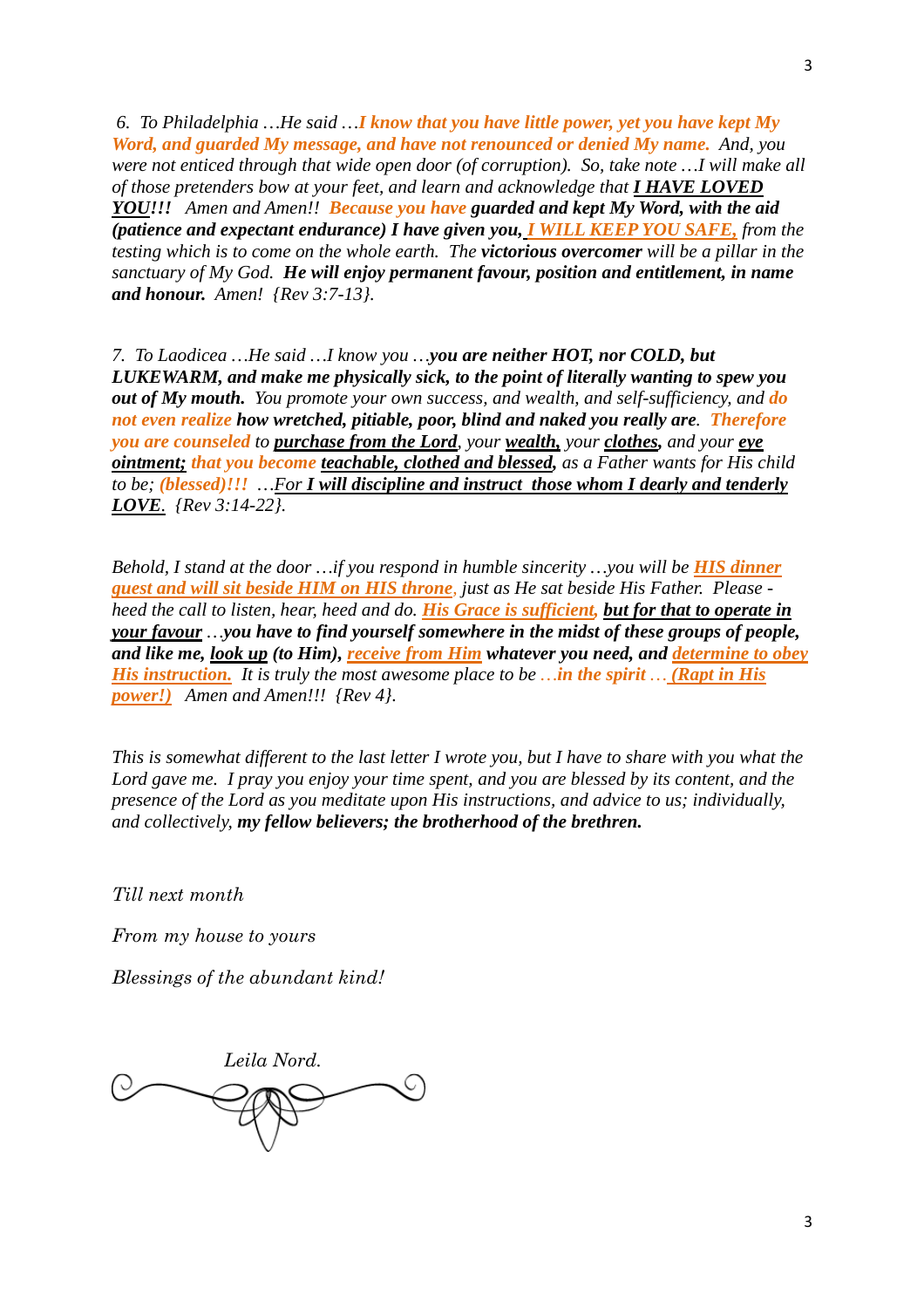*6. To Philadelphia …He said …**I know that you have little power, yet you have kept My Word, and guarded My message, and have not renounced or denied My name.** And, you were not enticed through that wide open door (of corruption). So, take note …I will make all of those pretenders bow at your feet, and learn and acknowledge that **I HAVE LOVED YOU!!!** Amen and Amen!! **Because you have guarded and kept My Word, with the aid (patience and expectant endurance) I have given you, I WILL KEEP YOU SAFE,** from the testing which is to come on the whole earth. The **victorious overcomer** will be a pillar in the sanctuary of My God. **He will enjoy permanent favour, position and entitlement, in name and honour.** Amen! {Rev 3:7-13}.*

*7. To Laodicea …He said …I know you …**you are neither HOT, nor COLD, but LUKEWARM, and make me physically sick, to the point of literally wanting to spew you out of My mouth.** You promote your own success, and wealth, and self-sufficiency, and **do not even realize how wretched, pitiable, poor, blind and naked you really are.** **Therefore you are counseled** to **purchase from the Lord**, your **wealth,** your **clothes,** and your **eye ointment; that you become teachable, clothed and blessed,** as a Father wants for His child to be; **(blessed)!!!** …For **I will discipline and instruct those whom I dearly and tenderly LOVE**. {Rev 3:14-22}.*

*Behold, I stand at the door …if you respond in humble sincerity …you will be **HIS dinner guest and will sit beside HIM on HIS throne**, just as He sat beside His Father. Please - heed the call to listen, hear, heed and do. **His Grace is sufficient, but for that to operate in your favour** …**you have to find yourself somewhere in the midst of these groups of people, and like me, look up (to Him), receive from Him whatever you need, and determine to obey His instruction.** It is truly the most awesome place to be …**in the spirit** … **(Rapt in His power!)** Amen and Amen!!! {Rev 4}.*

*This is somewhat different to the last letter I wrote you, but I have to share with you what the Lord gave me. I pray you enjoy your time spent, and you are blessed by its content, and the presence of the Lord as you meditate upon His instructions, and advice to us; individually, and collectively, **my fellow believers; the brotherhood of the brethren.***

*Till next month*

*From my house to yours*

*Blessings of the abundant kind!*

*Leila Nord.*